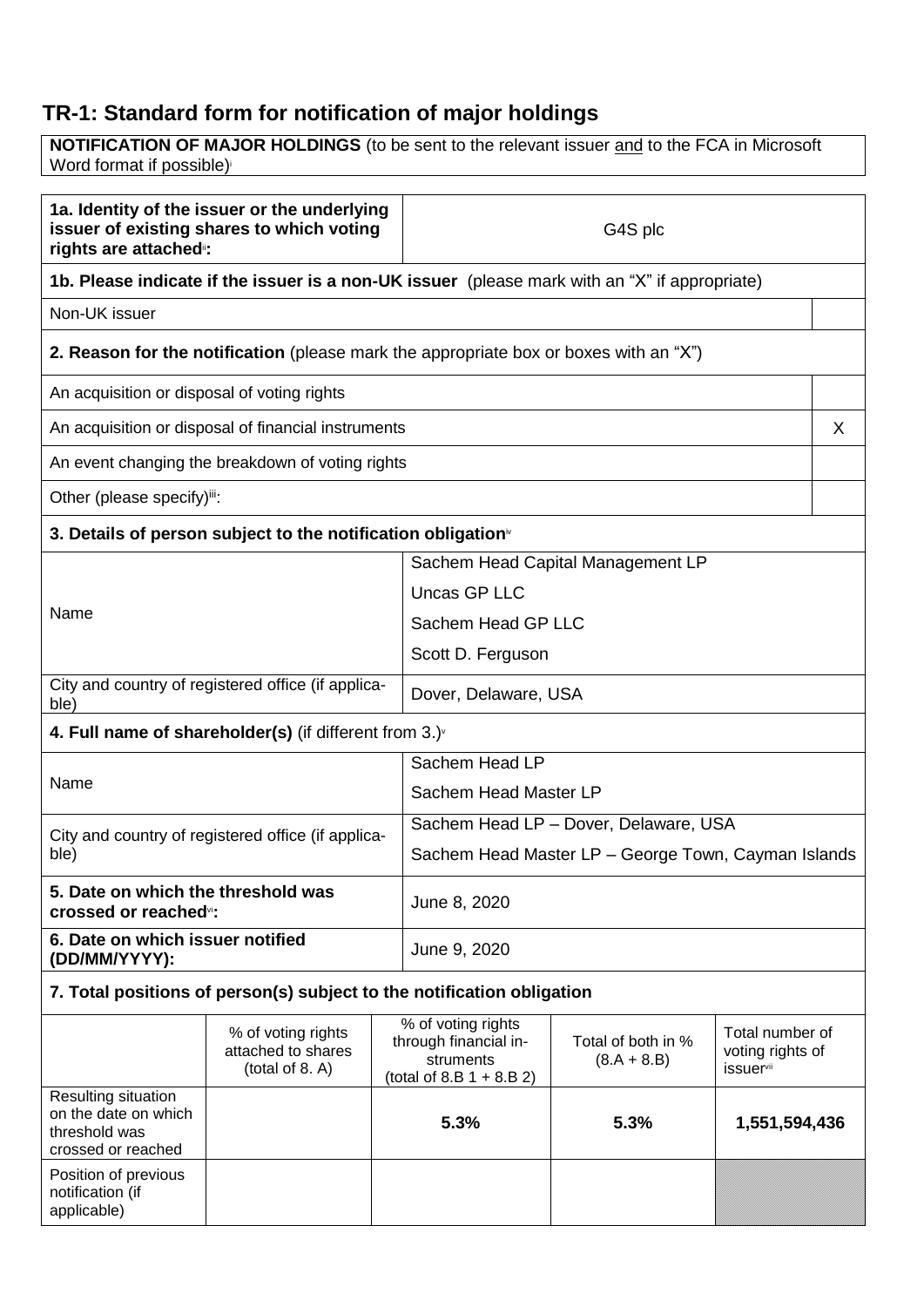# TR-1: Standard form for notification of major holdings

| **NOTIFICATION OF MAJOR HOLDINGS** (to be sent to the relevant issuer and to the FCA in Microsoft Word format if possible)[i] |
|---|

| **1a. Identity of the issuer or the underlying issuer of existing shares to which voting rights are attached[ii]:** | G4S plc |
|---|---|

| **1b. Please indicate if the issuer is a non-UK issuer** (please mark with an "X" if appropriate) | |
|---|---|
| Non-UK issuer | |
| **2. Reason for the notification** (please mark the appropriate box or boxes with an "X") | |
| An acquisition or disposal of voting rights | |
| An acquisition or disposal of financial instruments | X |
| An event changing the breakdown of voting rights | |
| Other (please specify)[iii]: | |

| **3. Details of person subject to the notification obligation[iv]** | |
|---|---|
| Name | Sachem Head Capital Management LP<br>Uncas GP LLC<br>Sachem Head GP LLC<br>Scott D. Ferguson |
| City and country of registered office (if applicable) | Dover, Delaware, USA |
| **4. Full name of shareholder(s)** (if different from 3.)[v] | |
| Name | Sachem Head LP<br>Sachem Head Master LP |
| City and country of registered office (if applicable) | Sachem Head LP – Dover, Delaware, USA<br>Sachem Head Master LP – George Town, Cayman Islands |
| **5. Date on which the threshold was crossed or reached[vi]:** | June 8, 2020 |
| **6. Date on which issuer notified (DD/MM/YYYY):** | June 9, 2020 |

**7. Total positions of person(s) subject to the notification obligation**

| | % of voting rights attached to shares (total of 8. A) | % of voting rights through financial instruments (total of 8.B 1 + 8.B 2) | Total of both in % (8.A + 8.B) | Total number of voting rights of issuer[vii] |
|---|---|---|---|---|
| Resulting situation on the date on which threshold was crossed or reached | | **5.3%** | **5.3%** | **1,551,594,436** |
| Position of previous notification (if applicable) | | | | |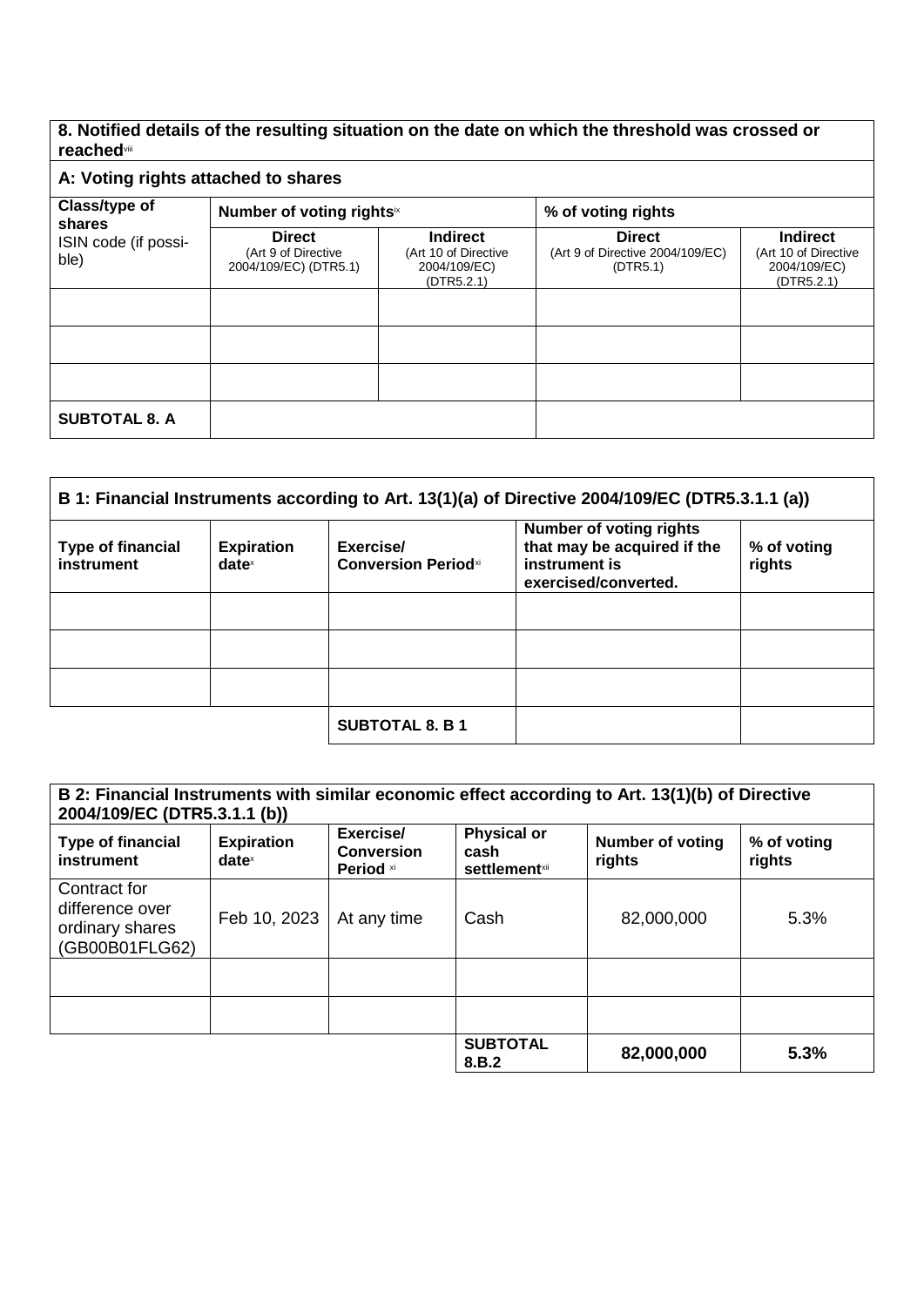**8. Notified details of the resulting situation on the date on which the threshold was crossed or reached**[viii]

| **A: Voting rights attached to shares** | | | | |
|---|---|---|---|---|
| **Class/type of shares** ISIN code (if possible) | **Number of voting rights**[ix] | | **% of voting rights** | |
| | **Direct** (Art 9 of Directive 2004/109/EC) (DTR5.1) | **Indirect** (Art 10 of Directive 2004/109/EC) (DTR5.2.1) | **Direct** (Art 9 of Directive 2004/109/EC) (DTR5.1) | **Indirect** (Art 10 of Directive 2004/109/EC) (DTR5.2.1) |
| | | | | |
| | | | | |
| | | | | |
| **SUBTOTAL 8. A** | | | | |

| **B 1: Financial Instruments according to Art. 13(1)(a) of Directive 2004/109/EC (DTR5.3.1.1 (a))** | | | | |
|---|---|---|---|---|
| **Type of financial instrument** | **Expiration date**[x] | **Exercise/ Conversion Period**[xi] | **Number of voting rights that may be acquired if the instrument is exercised/converted.** | **% of voting rights** |
| | | | | |
| | | | | |
| | | | | |
| | | **SUBTOTAL 8. B 1** | | |

| **B 2: Financial Instruments with similar economic effect according to Art. 13(1)(b) of Directive 2004/109/EC (DTR5.3.1.1 (b))** | | | | | |
|---|---|---|---|---|---|
| **Type of financial instrument** | **Expiration date**[x] | **Exercise/ Conversion Period** [xi] | **Physical or cash settlement**[xii] | **Number of voting rights** | **% of voting rights** |
| Contract for difference over ordinary shares (GB00B01FLG62) | Feb 10, 2023 | At any time | Cash | 82,000,000 | 5.3% |
| | | | | | |
| | | | | | |
| | | | **SUBTOTAL 8.B.2** | **82,000,000** | **5.3%** |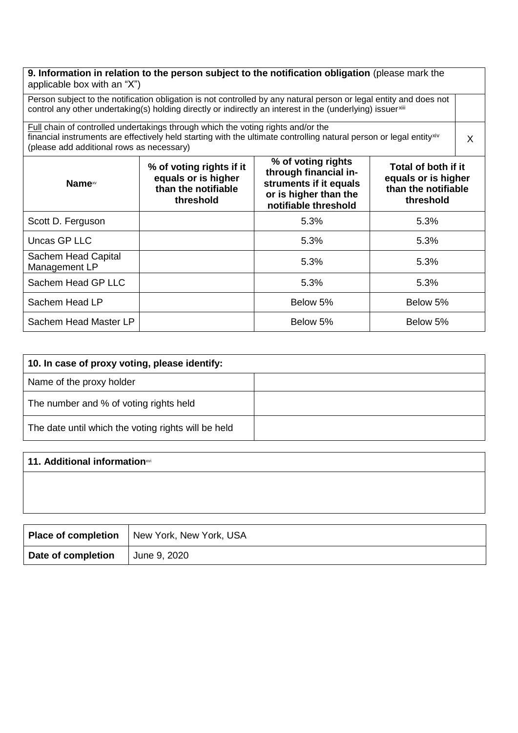**9. Information in relation to the person subject to the notification obligation** (please mark the applicable box with an "X")

| | |
|---|---|
| Person subject to the notification obligation is not controlled by any natural person or legal entity and does not control any other undertaking(s) holding directly or indirectly an interest in the (underlying) issuer[xiii] | |
| Full chain of controlled undertakings through which the voting rights and/or the financial instruments are effectively held starting with the ultimate controlling natural person or legal entity[xiv] (please add additional rows as necessary) | X |

| Name[xv] | % of voting rights if it equals or is higher than the notifiable threshold | % of voting rights through financial instruments if it equals or is higher than the notifiable threshold | Total of both if it equals or is higher than the notifiable threshold |
|---|---|---|---|
| Scott D. Ferguson | | 5.3% | 5.3% |
| Uncas GP LLC | | 5.3% | 5.3% |
| Sachem Head Capital Management LP | | 5.3% | 5.3% |
| Sachem Head GP LLC | | 5.3% | 5.3% |
| Sachem Head LP | | Below 5% | Below 5% |
| Sachem Head Master LP | | Below 5% | Below 5% |

| 10. In case of proxy voting, please identify: | |
|---|---|
| Name of the proxy holder | |
| The number and % of voting rights held | |
| The date until which the voting rights will be held | |

**11. Additional information**[xvi]

| | |
|---|---|
| **Place of completion** | New York, New York, USA |
| **Date of completion** | June 9, 2020 |